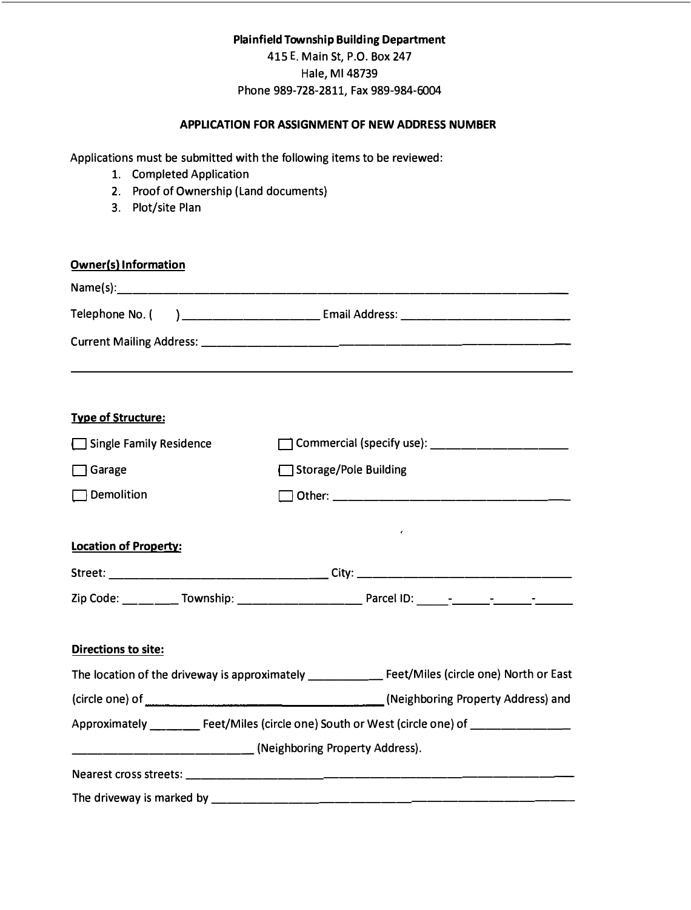**Plainfield Township Building Department**
415 E. Main St, P.O. Box 247
Hale, MI 48739
Phone 989-728-2811, Fax 989-984-6004

## APPLICATION FOR ASSIGNMENT OF NEW ADDRESS NUMBER

Applications must be submitted with the following items to be reviewed:

1. Completed Application
2. Proof of Ownership (Land documents)
3. Plot/site Plan

**Owner(s) Information**

Name(s):\_\_\_\_\_\_\_\_\_\_\_\_\_\_\_\_\_\_\_\_\_\_\_\_\_\_\_\_\_\_\_\_\_\_\_\_\_\_\_\_\_\_\_\_\_\_\_\_\_\_\_\_\_\_\_\_\_\_\_\_

Telephone No. (     ) \_\_\_\_\_\_\_\_\_\_\_\_\_\_\_\_\_\_\_\_ Email Address: \_\_\_\_\_\_\_\_\_\_\_\_\_\_\_\_\_\_\_\_\_\_\_\_\_

Current Mailing Address: \_\_\_\_\_\_\_\_\_\_\_\_\_\_\_\_\_\_\_\_\_\_\_\_\_\_\_\_\_\_\_\_\_\_\_\_\_\_\_\_\_\_\_\_\_\_\_\_\_\_\_\_\_\_

\_\_\_\_\_\_\_\_\_\_\_\_\_\_\_\_\_\_\_\_\_\_\_\_\_\_\_\_\_\_\_\_\_\_\_\_\_\_\_\_\_\_\_\_\_\_\_\_\_\_\_\_\_\_\_\_\_\_\_\_\_\_\_\_\_\_\_\_\_\_\_\_

**Type of Structure:**

- ☐ Single Family Residence
- ☐ Commercial (specify use): \_\_\_\_\_\_\_\_\_\_\_\_\_\_\_\_\_\_\_\_
- ☐ Garage
- ☐ Storage/Pole Building
- ☐ Demolition
- ☐ Other: \_\_\_\_\_\_\_\_\_\_\_\_\_\_\_\_\_\_\_\_\_\_\_\_\_\_\_\_\_\_\_\_\_\_\_\_

**Location of Property:**

Street: \_\_\_\_\_\_\_\_\_\_\_\_\_\_\_\_\_\_\_\_\_\_\_\_\_\_\_\_\_\_\_\_\_\_ City: \_\_\_\_\_\_\_\_\_\_\_\_\_\_\_\_\_\_\_\_\_\_\_\_\_\_\_\_\_\_\_\_\_\_

Zip Code: \_\_\_\_\_\_\_\_ Township: \_\_\_\_\_\_\_\_\_\_\_\_\_\_\_\_\_\_\_ Parcel ID: \_\_\_\_\_-\_\_\_\_\_\_-\_\_\_\_\_\_-\_\_\_\_\_\_

**Directions to site:**

The location of the driveway is approximately \_\_\_\_\_\_\_\_\_\_\_\_ Feet/Miles (circle one) North or East (circle one) of \_\_\_\_\_\_\_\_\_\_\_\_\_\_\_\_\_\_\_\_\_\_\_\_\_\_\_\_\_\_\_\_\_\_\_\_\_\_\_ (Neighboring Property Address) and Approximately \_\_\_\_\_\_\_\_ Feet/Miles (circle one) South or West (circle one) of \_\_\_\_\_\_\_\_\_\_\_\_\_\_\_ \_\_\_\_\_\_\_\_\_\_\_\_\_\_\_\_\_\_\_\_\_\_\_\_\_\_\_\_\_\_ (Neighboring Property Address).

Nearest cross streets: \_\_\_\_\_\_\_\_\_\_\_\_\_\_\_\_\_\_\_\_\_\_\_\_\_\_\_\_\_\_\_\_\_\_\_\_\_\_\_\_\_\_\_\_\_\_\_\_\_\_\_\_\_\_\_\_\_\_\_\_

The driveway is marked by \_\_\_\_\_\_\_\_\_\_\_\_\_\_\_\_\_\_\_\_\_\_\_\_\_\_\_\_\_\_\_\_\_\_\_\_\_\_\_\_\_\_\_\_\_\_\_\_\_\_\_\_\_\_\_\_\_\_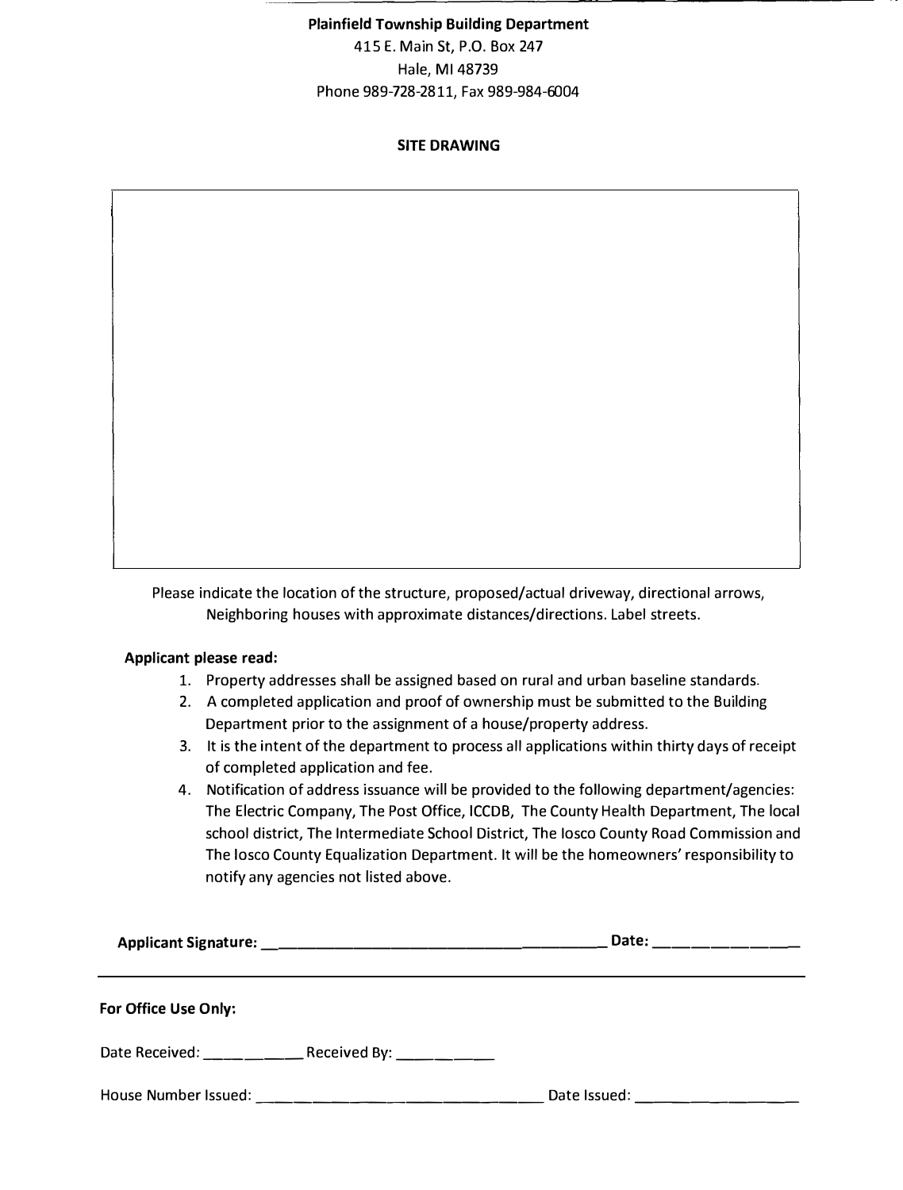**Plainfield Township Building Department**
415 E. Main St, P.O. Box 247
Hale, MI 48739
Phone 989-728-2811, Fax 989-984-6004

**SITE DRAWING**

Please indicate the location of the structure, proposed/actual driveway, directional arrows, Neighboring houses with approximate distances/directions. Label streets.

**Applicant please read:**

1. Property addresses shall be assigned based on rural and urban baseline standards.
2. A completed application and proof of ownership must be submitted to the Building Department prior to the assignment of a house/property address.
3. It is the intent of the department to process all applications within thirty days of receipt of completed application and fee.
4. Notification of address issuance will be provided to the following department/agencies: The Electric Company, The Post Office, ICCDB, The County Health Department, The local school district, The Intermediate School District, The Iosco County Road Commission and The Iosco County Equalization Department. It will be the homeowners' responsibility to notify any agencies not listed above.

**Applicant Signature:** ______________________________ **Date:** ______________

---

**For Office Use Only:**

Date Received: ____________ Received By: ____________

House Number Issued: ______________________________ Date Issued: ______________